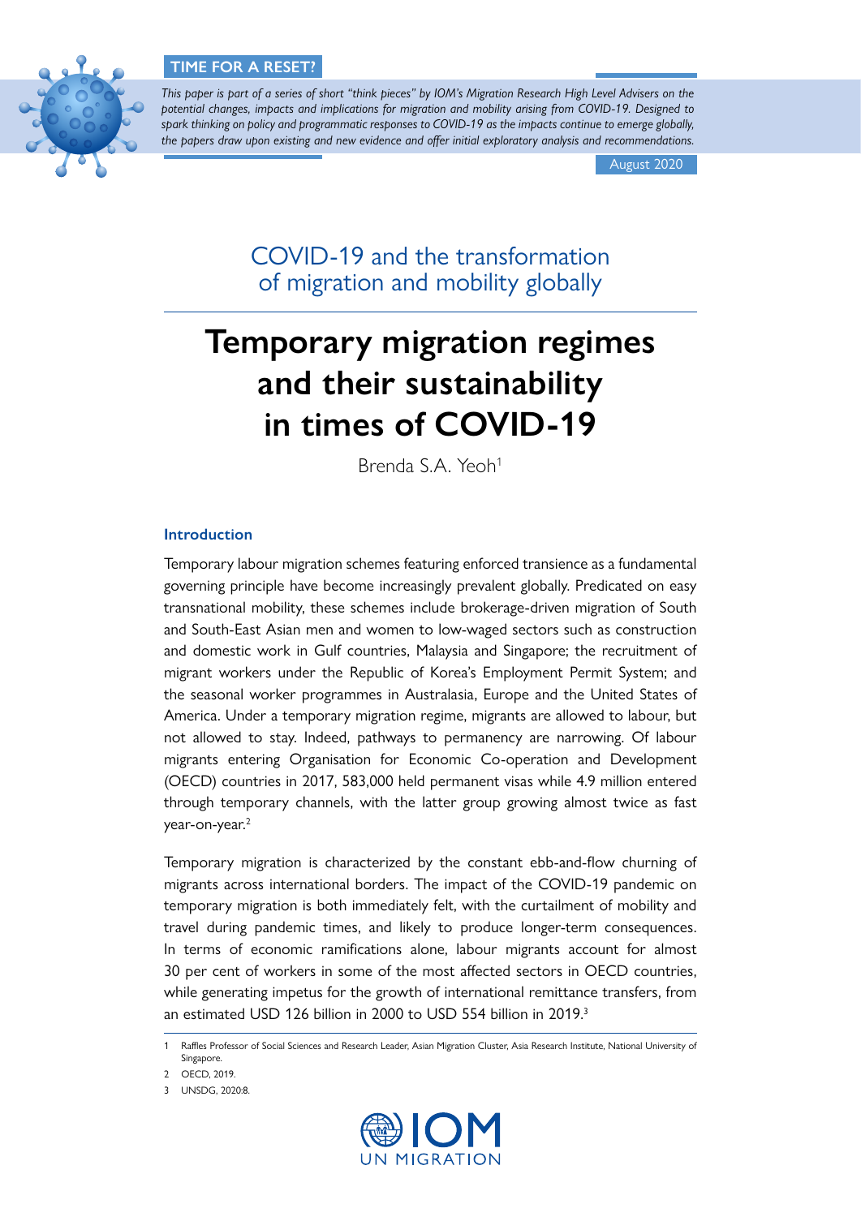**TIME FOR A RESET?**

*This paper is part of a series of short "think pieces" by IOM's Migration Research High Level Advisers on the potential changes, impacts and implications for migration and mobility arising from COVID-19. Designed to spark thinking on policy and programmatic responses to COVID-19 as the impacts continue to emerge globally, the papers draw upon existing and new evidence and offer initial exploratory analysis and recommendations.*

August 2020

COVID-19 and the transformation of migration and mobility globally

# Temporary migration regimes and their sustainability in times of COVID-19

Brenda S.A. Yeoh[1]

## Introduction

Temporary labour migration schemes featuring enforced transience as a fundamental governing principle have become increasingly prevalent globally. Predicated on easy transnational mobility, these schemes include brokerage-driven migration of South and South-East Asian men and women to low-waged sectors such as construction and domestic work in Gulf countries, Malaysia and Singapore; the recruitment of migrant workers under the Republic of Korea's Employment Permit System; and the seasonal worker programmes in Australasia, Europe and the United States of America. Under a temporary migration regime, migrants are allowed to labour, but not allowed to stay. Indeed, pathways to permanency are narrowing. Of labour migrants entering Organisation for Economic Co-operation and Development (OECD) countries in 2017, 583,000 held permanent visas while 4.9 million entered through temporary channels, with the latter group growing almost twice as fast year-on-year.[2]

Temporary migration is characterized by the constant ebb-and-flow churning of migrants across international borders. The impact of the COVID-19 pandemic on temporary migration is both immediately felt, with the curtailment of mobility and travel during pandemic times, and likely to produce longer-term consequences. In terms of economic ramifications alone, labour migrants account for almost 30 per cent of workers in some of the most affected sectors in OECD countries, while generating impetus for the growth of international remittance transfers, from an estimated USD 126 billion in 2000 to USD 554 billion in 2019.[3]

---

1 Raffles Professor of Social Sciences and Research Leader, Asian Migration Cluster, Asia Research Institute, National University of Singapore.

2 OECD, 2019.

3 UNSDG, 2020:8.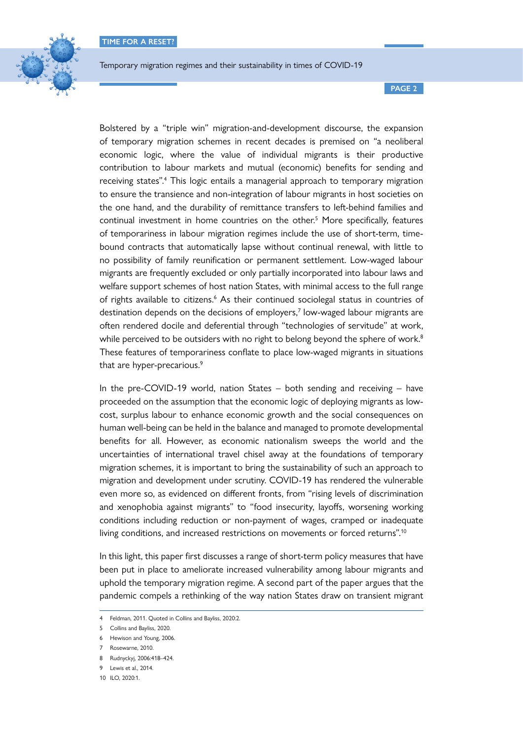Bolstered by a "triple win" migration-and-development discourse, the expansion of temporary migration schemes in recent decades is premised on "a neoliberal economic logic, where the value of individual migrants is their productive contribution to labour markets and mutual (economic) benefits for sending and receiving states".[4] This logic entails a managerial approach to temporary migration to ensure the transience and non-integration of labour migrants in host societies on the one hand, and the durability of remittance transfers to left-behind families and continual investment in home countries on the other.[5] More specifically, features of temporariness in labour migration regimes include the use of short-term, time-bound contracts that automatically lapse without continual renewal, with little to no possibility of family reunification or permanent settlement. Low-waged labour migrants are frequently excluded or only partially incorporated into labour laws and welfare support schemes of host nation States, with minimal access to the full range of rights available to citizens.[6] As their continued sociolegal status in countries of destination depends on the decisions of employers,[7] low-waged labour migrants are often rendered docile and deferential through "technologies of servitude" at work, while perceived to be outsiders with no right to belong beyond the sphere of work.[8] These features of temporariness conflate to place low-waged migrants in situations that are hyper-precarious.[9]

In the pre-COVID-19 world, nation States – both sending and receiving – have proceeded on the assumption that the economic logic of deploying migrants as low-cost, surplus labour to enhance economic growth and the social consequences on human well-being can be held in the balance and managed to promote developmental benefits for all. However, as economic nationalism sweeps the world and the uncertainties of international travel chisel away at the foundations of temporary migration schemes, it is important to bring the sustainability of such an approach to migration and development under scrutiny. COVID-19 has rendered the vulnerable even more so, as evidenced on different fronts, from "rising levels of discrimination and xenophobia against migrants" to "food insecurity, layoffs, worsening working conditions including reduction or non-payment of wages, cramped or inadequate living conditions, and increased restrictions on movements or forced returns".[10]

In this light, this paper first discusses a range of short-term policy measures that have been put in place to ameliorate increased vulnerability among labour migrants and uphold the temporary migration regime. A second part of the paper argues that the pandemic compels a rethinking of the way nation States draw on transient migrant

---

4 Feldman, 2011. Quoted in Collins and Bayliss, 2020:2.

5 Collins and Bayliss, 2020.

6 Hewison and Young, 2006.

7 Rosewarne, 2010.

8 Rudnyckyj, 2006:418–424.

9 Lewis et al., 2014.

10 ILO, 2020:1.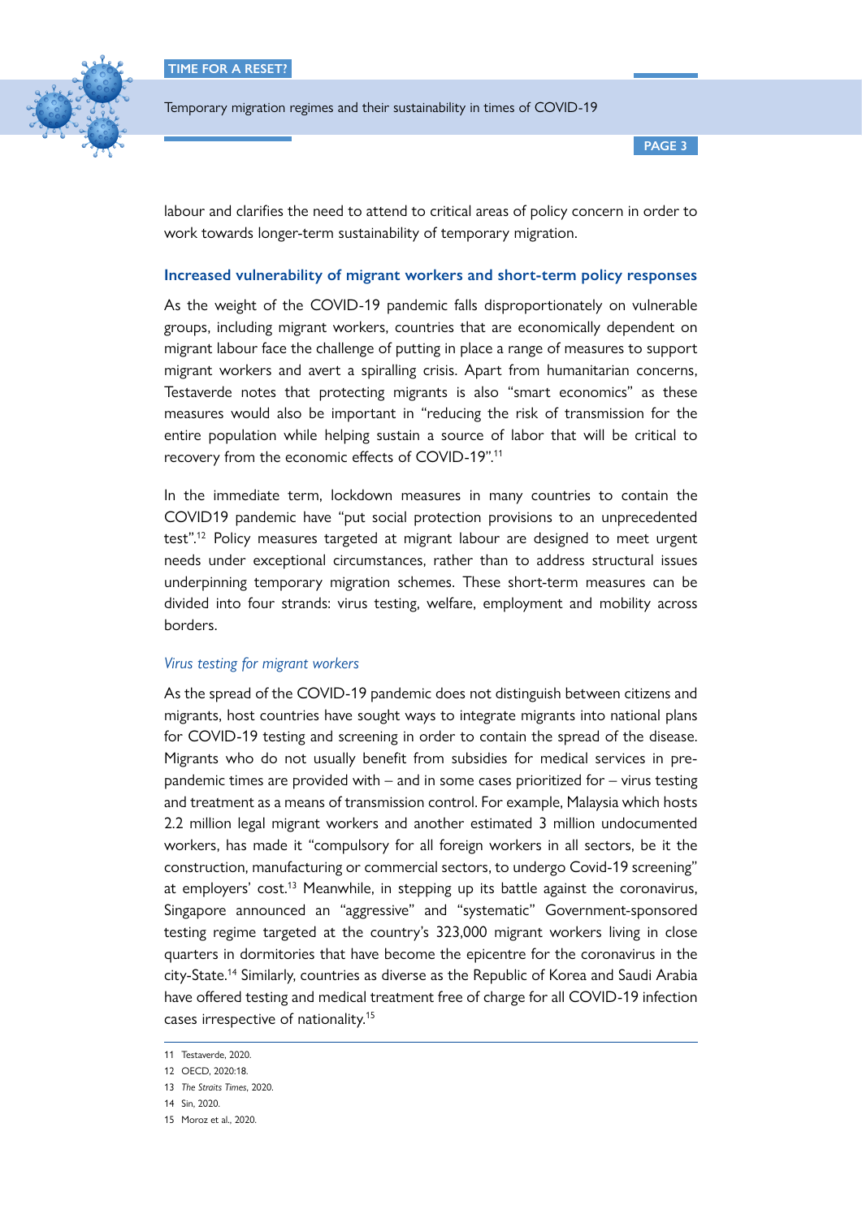labour and clarifies the need to attend to critical areas of policy concern in order to work towards longer-term sustainability of temporary migration.

## Increased vulnerability of migrant workers and short-term policy responses

As the weight of the COVID-19 pandemic falls disproportionately on vulnerable groups, including migrant workers, countries that are economically dependent on migrant labour face the challenge of putting in place a range of measures to support migrant workers and avert a spiralling crisis. Apart from humanitarian concerns, Testaverde notes that protecting migrants is also "smart economics" as these measures would also be important in "reducing the risk of transmission for the entire population while helping sustain a source of labor that will be critical to recovery from the economic effects of COVID-19".[11]

In the immediate term, lockdown measures in many countries to contain the COVID19 pandemic have "put social protection provisions to an unprecedented test".[12] Policy measures targeted at migrant labour are designed to meet urgent needs under exceptional circumstances, rather than to address structural issues underpinning temporary migration schemes. These short-term measures can be divided into four strands: virus testing, welfare, employment and mobility across borders.

### *Virus testing for migrant workers*

As the spread of the COVID-19 pandemic does not distinguish between citizens and migrants, host countries have sought ways to integrate migrants into national plans for COVID-19 testing and screening in order to contain the spread of the disease. Migrants who do not usually benefit from subsidies for medical services in pre-pandemic times are provided with – and in some cases prioritized for – virus testing and treatment as a means of transmission control. For example, Malaysia which hosts 2.2 million legal migrant workers and another estimated 3 million undocumented workers, has made it "compulsory for all foreign workers in all sectors, be it the construction, manufacturing or commercial sectors, to undergo Covid-19 screening" at employers' cost.[13] Meanwhile, in stepping up its battle against the coronavirus, Singapore announced an "aggressive" and "systematic" Government-sponsored testing regime targeted at the country's 323,000 migrant workers living in close quarters in dormitories that have become the epicentre for the coronavirus in the city-State.[14] Similarly, countries as diverse as the Republic of Korea and Saudi Arabia have offered testing and medical treatment free of charge for all COVID-19 infection cases irrespective of nationality.[15]

---

11 Testaverde, 2020.

12 OECD, 2020:18.

13 *The Straits Times*, 2020.

14 Sin, 2020.

15 Moroz et al., 2020.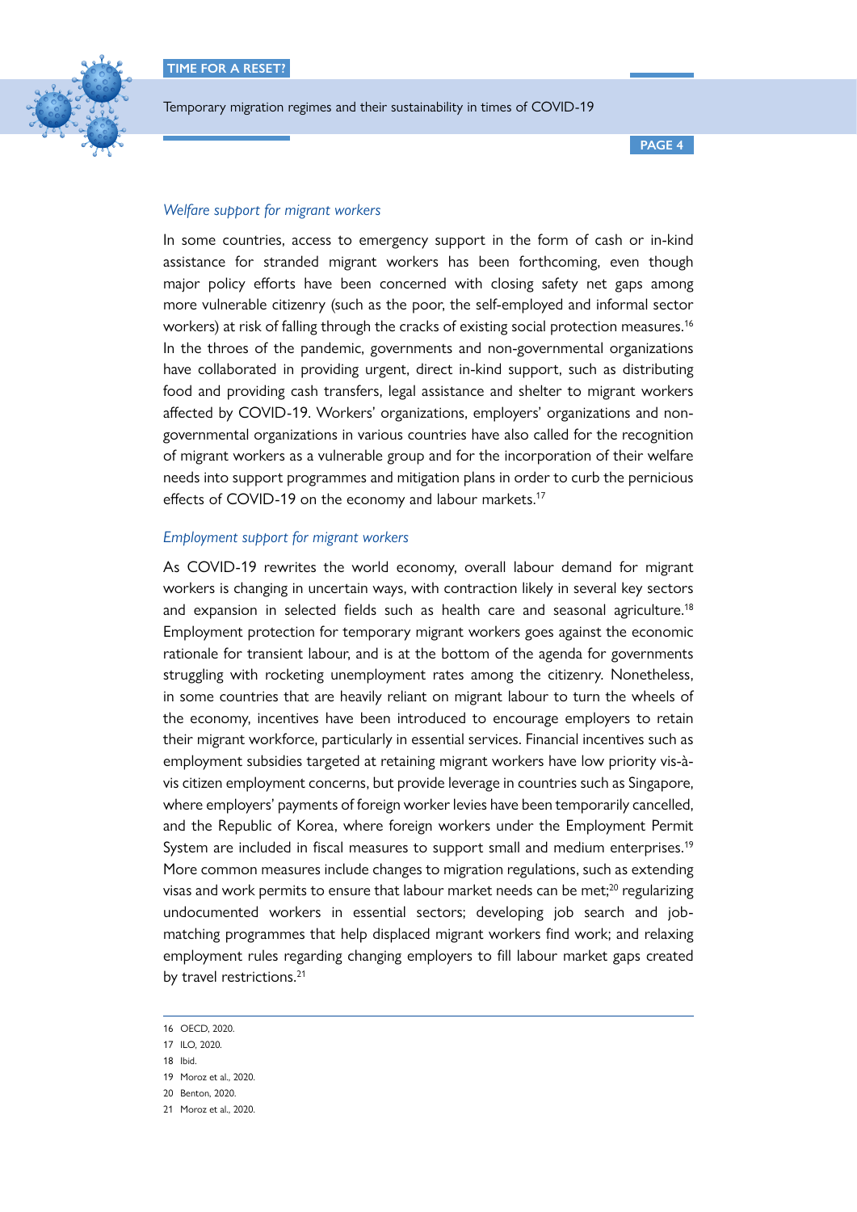### *Welfare support for migrant workers*

In some countries, access to emergency support in the form of cash or in-kind assistance for stranded migrant workers has been forthcoming, even though major policy efforts have been concerned with closing safety net gaps among more vulnerable citizenry (such as the poor, the self-employed and informal sector workers) at risk of falling through the cracks of existing social protection measures.[16] In the throes of the pandemic, governments and non-governmental organizations have collaborated in providing urgent, direct in-kind support, such as distributing food and providing cash transfers, legal assistance and shelter to migrant workers affected by COVID-19. Workers' organizations, employers' organizations and non-governmental organizations in various countries have also called for the recognition of migrant workers as a vulnerable group and for the incorporation of their welfare needs into support programmes and mitigation plans in order to curb the pernicious effects of COVID-19 on the economy and labour markets.[17]

### *Employment support for migrant workers*

As COVID-19 rewrites the world economy, overall labour demand for migrant workers is changing in uncertain ways, with contraction likely in several key sectors and expansion in selected fields such as health care and seasonal agriculture.[18] Employment protection for temporary migrant workers goes against the economic rationale for transient labour, and is at the bottom of the agenda for governments struggling with rocketing unemployment rates among the citizenry. Nonetheless, in some countries that are heavily reliant on migrant labour to turn the wheels of the economy, incentives have been introduced to encourage employers to retain their migrant workforce, particularly in essential services. Financial incentives such as employment subsidies targeted at retaining migrant workers have low priority vis-à-vis citizen employment concerns, but provide leverage in countries such as Singapore, where employers' payments of foreign worker levies have been temporarily cancelled, and the Republic of Korea, where foreign workers under the Employment Permit System are included in fiscal measures to support small and medium enterprises.[19] More common measures include changes to migration regulations, such as extending visas and work permits to ensure that labour market needs can be met;[20] regularizing undocumented workers in essential sectors; developing job search and job-matching programmes that help displaced migrant workers find work; and relaxing employment rules regarding changing employers to fill labour market gaps created by travel restrictions.[21]

---

16 OECD, 2020.
17 ILO, 2020.
18 Ibid.
19 Moroz et al., 2020.
20 Benton, 2020.
21 Moroz et al., 2020.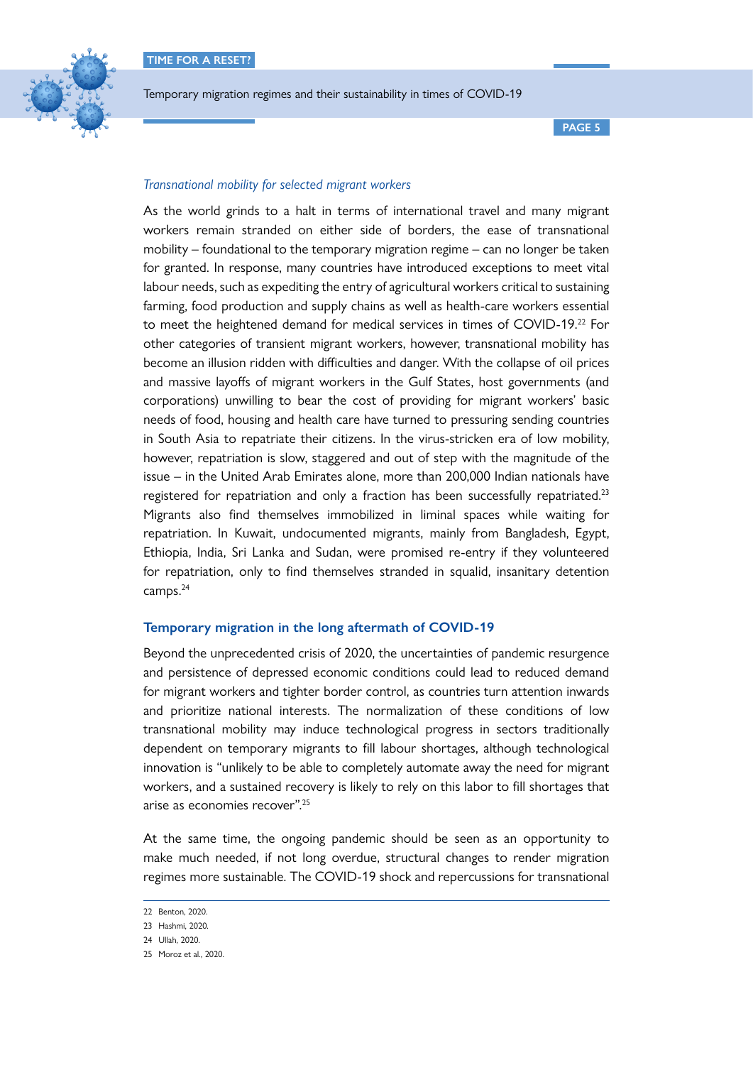*Transnational mobility for selected migrant workers*

As the world grinds to a halt in terms of international travel and many migrant workers remain stranded on either side of borders, the ease of transnational mobility – foundational to the temporary migration regime – can no longer be taken for granted. In response, many countries have introduced exceptions to meet vital labour needs, such as expediting the entry of agricultural workers critical to sustaining farming, food production and supply chains as well as health-care workers essential to meet the heightened demand for medical services in times of COVID-19.[22] For other categories of transient migrant workers, however, transnational mobility has become an illusion ridden with difficulties and danger. With the collapse of oil prices and massive layoffs of migrant workers in the Gulf States, host governments (and corporations) unwilling to bear the cost of providing for migrant workers' basic needs of food, housing and health care have turned to pressuring sending countries in South Asia to repatriate their citizens. In the virus-stricken era of low mobility, however, repatriation is slow, staggered and out of step with the magnitude of the issue – in the United Arab Emirates alone, more than 200,000 Indian nationals have registered for repatriation and only a fraction has been successfully repatriated.[23] Migrants also find themselves immobilized in liminal spaces while waiting for repatriation. In Kuwait, undocumented migrants, mainly from Bangladesh, Egypt, Ethiopia, India, Sri Lanka and Sudan, were promised re-entry if they volunteered for repatriation, only to find themselves stranded in squalid, insanitary detention camps.[24]

## Temporary migration in the long aftermath of COVID-19

Beyond the unprecedented crisis of 2020, the uncertainties of pandemic resurgence and persistence of depressed economic conditions could lead to reduced demand for migrant workers and tighter border control, as countries turn attention inwards and prioritize national interests. The normalization of these conditions of low transnational mobility may induce technological progress in sectors traditionally dependent on temporary migrants to fill labour shortages, although technological innovation is "unlikely to be able to completely automate away the need for migrant workers, and a sustained recovery is likely to rely on this labor to fill shortages that arise as economies recover".[25]

At the same time, the ongoing pandemic should be seen as an opportunity to make much needed, if not long overdue, structural changes to render migration regimes more sustainable. The COVID-19 shock and repercussions for transnational

22 Benton, 2020.

23 Hashmi, 2020.

24 Ullah, 2020.

25 Moroz et al., 2020.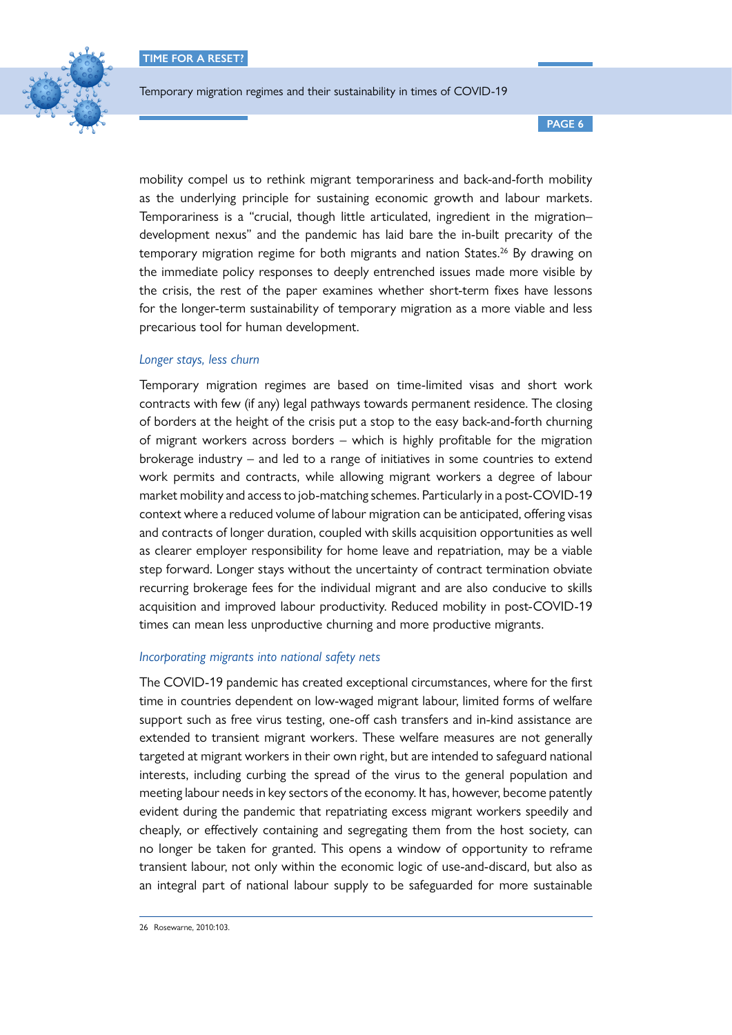mobility compel us to rethink migrant temporariness and back-and-forth mobility as the underlying principle for sustaining economic growth and labour markets. Temporariness is a "crucial, though little articulated, ingredient in the migration–development nexus" and the pandemic has laid bare the in-built precarity of the temporary migration regime for both migrants and nation States.[26] By drawing on the immediate policy responses to deeply entrenched issues made more visible by the crisis, the rest of the paper examines whether short-term fixes have lessons for the longer-term sustainability of temporary migration as a more viable and less precarious tool for human development.

### *Longer stays, less churn*

Temporary migration regimes are based on time-limited visas and short work contracts with few (if any) legal pathways towards permanent residence. The closing of borders at the height of the crisis put a stop to the easy back-and-forth churning of migrant workers across borders – which is highly profitable for the migration brokerage industry – and led to a range of initiatives in some countries to extend work permits and contracts, while allowing migrant workers a degree of labour market mobility and access to job-matching schemes. Particularly in a post-COVID-19 context where a reduced volume of labour migration can be anticipated, offering visas and contracts of longer duration, coupled with skills acquisition opportunities as well as clearer employer responsibility for home leave and repatriation, may be a viable step forward. Longer stays without the uncertainty of contract termination obviate recurring brokerage fees for the individual migrant and are also conducive to skills acquisition and improved labour productivity. Reduced mobility in post-COVID-19 times can mean less unproductive churning and more productive migrants.

### *Incorporating migrants into national safety nets*

The COVID-19 pandemic has created exceptional circumstances, where for the first time in countries dependent on low-waged migrant labour, limited forms of welfare support such as free virus testing, one-off cash transfers and in-kind assistance are extended to transient migrant workers. These welfare measures are not generally targeted at migrant workers in their own right, but are intended to safeguard national interests, including curbing the spread of the virus to the general population and meeting labour needs in key sectors of the economy. It has, however, become patently evident during the pandemic that repatriating excess migrant workers speedily and cheaply, or effectively containing and segregating them from the host society, can no longer be taken for granted. This opens a window of opportunity to reframe transient labour, not only within the economic logic of use-and-discard, but also as an integral part of national labour supply to be safeguarded for more sustainable

---

26 Rosewarne, 2010:103.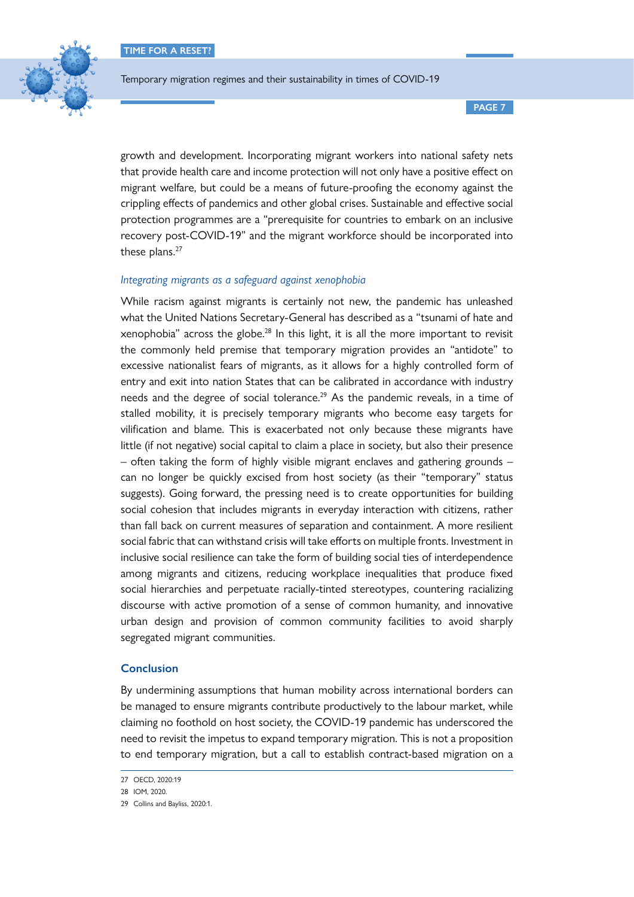growth and development. Incorporating migrant workers into national safety nets that provide health care and income protection will not only have a positive effect on migrant welfare, but could be a means of future-proofing the economy against the crippling effects of pandemics and other global crises. Sustainable and effective social protection programmes are a "prerequisite for countries to embark on an inclusive recovery post-COVID-19" and the migrant workforce should be incorporated into these plans.[27]

### *Integrating migrants as a safeguard against xenophobia*

While racism against migrants is certainly not new, the pandemic has unleashed what the United Nations Secretary-General has described as a "tsunami of hate and xenophobia" across the globe.[28] In this light, it is all the more important to revisit the commonly held premise that temporary migration provides an "antidote" to excessive nationalist fears of migrants, as it allows for a highly controlled form of entry and exit into nation States that can be calibrated in accordance with industry needs and the degree of social tolerance.[29] As the pandemic reveals, in a time of stalled mobility, it is precisely temporary migrants who become easy targets for vilification and blame. This is exacerbated not only because these migrants have little (if not negative) social capital to claim a place in society, but also their presence – often taking the form of highly visible migrant enclaves and gathering grounds – can no longer be quickly excised from host society (as their "temporary" status suggests). Going forward, the pressing need is to create opportunities for building social cohesion that includes migrants in everyday interaction with citizens, rather than fall back on current measures of separation and containment. A more resilient social fabric that can withstand crisis will take efforts on multiple fronts. Investment in inclusive social resilience can take the form of building social ties of interdependence among migrants and citizens, reducing workplace inequalities that produce fixed social hierarchies and perpetuate racially-tinted stereotypes, countering racializing discourse with active promotion of a sense of common humanity, and innovative urban design and provision of common community facilities to avoid sharply segregated migrant communities.

## Conclusion

By undermining assumptions that human mobility across international borders can be managed to ensure migrants contribute productively to the labour market, while claiming no foothold on host society, the COVID-19 pandemic has underscored the need to revisit the impetus to expand temporary migration. This is not a proposition to end temporary migration, but a call to establish contract-based migration on a

---

27 OECD, 2020:19

28 IOM, 2020.

29 Collins and Bayliss, 2020:1.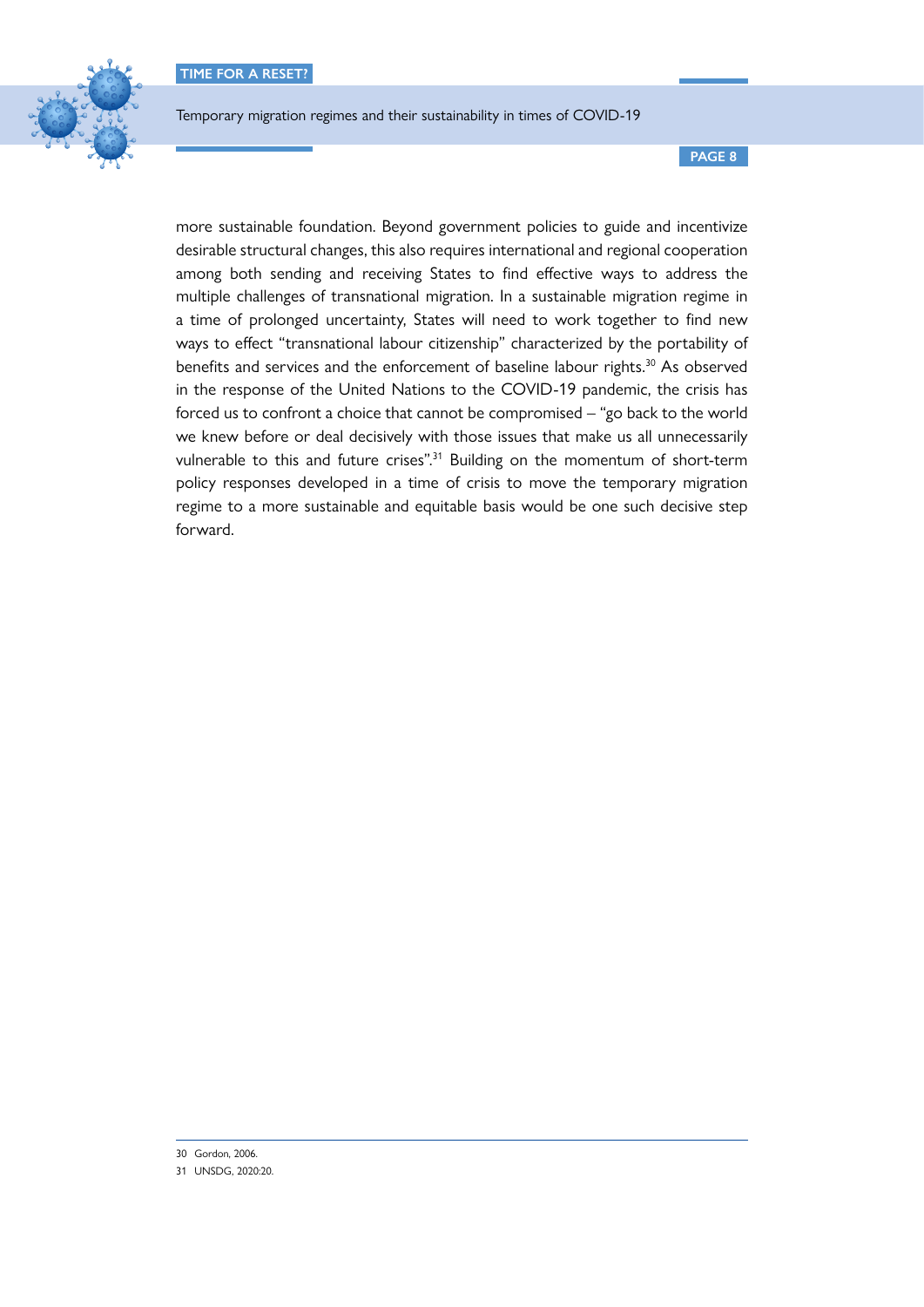more sustainable foundation. Beyond government policies to guide and incentivize desirable structural changes, this also requires international and regional cooperation among both sending and receiving States to find effective ways to address the multiple challenges of transnational migration. In a sustainable migration regime in a time of prolonged uncertainty, States will need to work together to find new ways to effect "transnational labour citizenship" characterized by the portability of benefits and services and the enforcement of baseline labour rights.[30] As observed in the response of the United Nations to the COVID-19 pandemic, the crisis has forced us to confront a choice that cannot be compromised – "go back to the world we knew before or deal decisively with those issues that make us all unnecessarily vulnerable to this and future crises".[31] Building on the momentum of short-term policy responses developed in a time of crisis to move the temporary migration regime to a more sustainable and equitable basis would be one such decisive step forward.

---

30 Gordon, 2006.

31 UNSDG, 2020:20.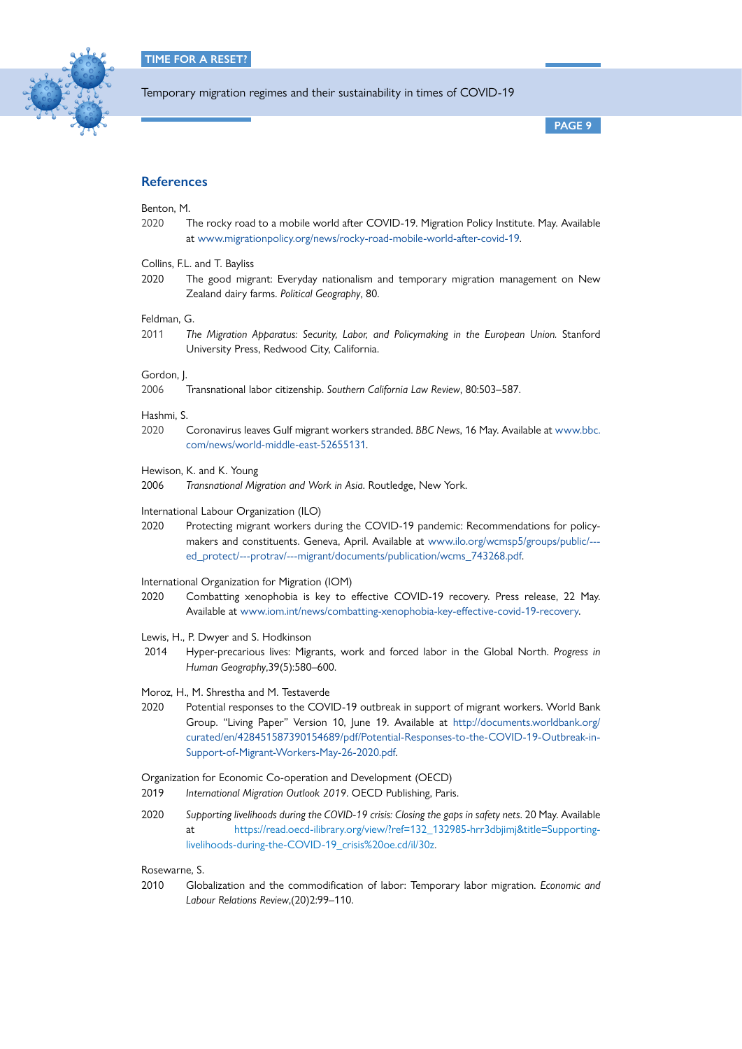## References

Benton, M.

2020 The rocky road to a mobile world after COVID-19. Migration Policy Institute. May. Available at www.migrationpolicy.org/news/rocky-road-mobile-world-after-covid-19.

Collins, F.L. and T. Bayliss

2020 The good migrant: Everyday nationalism and temporary migration management on New Zealand dairy farms. *Political Geography*, 80.

Feldman, G.

2011 *The Migration Apparatus: Security, Labor, and Policymaking in the European Union.* Stanford University Press, Redwood City, California.

Gordon, J.

2006 Transnational labor citizenship. *Southern California Law Review*, 80:503–587.

Hashmi, S.

2020 Coronavirus leaves Gulf migrant workers stranded. *BBC News*, 16 May. Available at www.bbc.com/news/world-middle-east-52655131.

Hewison, K. and K. Young

2006 *Transnational Migration and Work in Asia.* Routledge, New York.

International Labour Organization (ILO)

2020 Protecting migrant workers during the COVID-19 pandemic: Recommendations for policy-makers and constituents. Geneva, April. Available at www.ilo.org/wcmsp5/groups/public/---ed_protect/---protrav/---migrant/documents/publication/wcms_743268.pdf.

International Organization for Migration (IOM)

2020 Combatting xenophobia is key to effective COVID-19 recovery. Press release, 22 May. Available at www.iom.int/news/combatting-xenophobia-key-effective-covid-19-recovery.

Lewis, H., P. Dwyer and S. Hodkinson

2014 Hyper-precarious lives: Migrants, work and forced labor in the Global North. *Progress in Human Geography*,39(5):580–600.

Moroz, H., M. Shrestha and M. Testaverde

2020 Potential responses to the COVID-19 outbreak in support of migrant workers. World Bank Group. "Living Paper" Version 10, June 19. Available at http://documents.worldbank.org/curated/en/428451587390154689/pdf/Potential-Responses-to-the-COVID-19-Outbreak-in-Support-of-Migrant-Workers-May-26-2020.pdf.

Organization for Economic Co-operation and Development (OECD)

2019 *International Migration Outlook 2019*. OECD Publishing, Paris.

2020 *Supporting livelihoods during the COVID-19 crisis: Closing the gaps in safety nets*. 20 May. Available at https://read.oecd-ilibrary.org/view/?ref=132_132985-hrr3dbjimj&title=Supporting-livelihoods-during-the-COVID-19_crisis%20oe.cd/il/30z.

Rosewarne, S.

2010 Globalization and the commodification of labor: Temporary labor migration. *Economic and Labour Relations Review*,(20)2:99–110.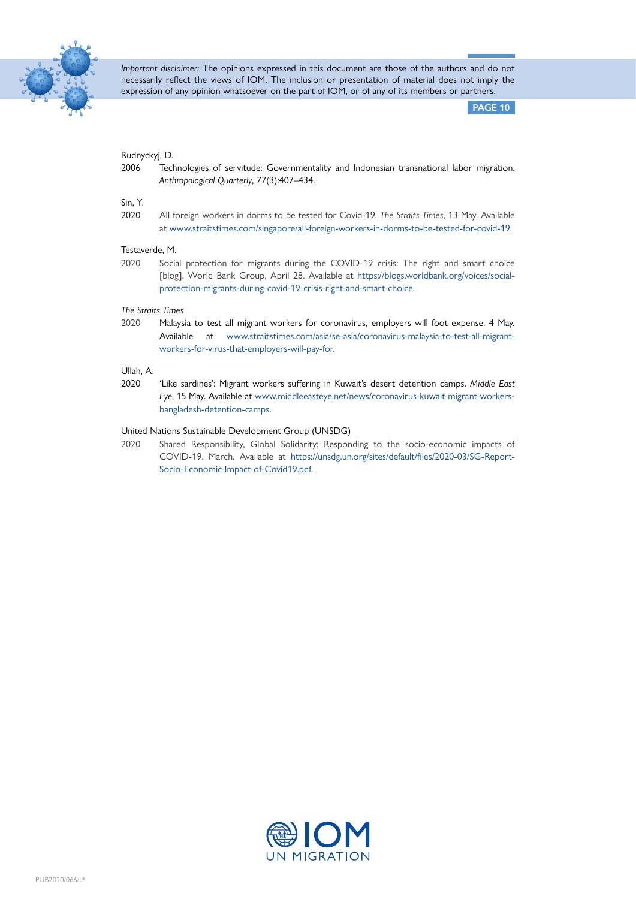*Important disclaimer:* The opinions expressed in this document are those of the authors and do not necessarily reflect the views of IOM. The inclusion or presentation of material does not imply the expression of any opinion whatsoever on the part of IOM, or of any of its members or partners.

Rudnyckyj, D.

2006 Technologies of servitude: Governmentality and Indonesian transnational labor migration. *Anthropological Quarterly*, 77(3):407–434.

Sin, Y.

2020 All foreign workers in dorms to be tested for Covid-19. *The Straits Times*, 13 May. Available at www.straitstimes.com/singapore/all-foreign-workers-in-dorms-to-be-tested-for-covid-19.

Testaverde, M.

2020 Social protection for migrants during the COVID-19 crisis: The right and smart choice [blog]. World Bank Group, April 28. Available at https://blogs.worldbank.org/voices/social-protection-migrants-during-covid-19-crisis-right-and-smart-choice.

*The Straits Times*

2020 Malaysia to test all migrant workers for coronavirus, employers will foot expense. 4 May. Available at www.straitstimes.com/asia/se-asia/coronavirus-malaysia-to-test-all-migrant-workers-for-virus-that-employers-will-pay-for.

Ullah, A.

2020 'Like sardines': Migrant workers suffering in Kuwait's desert detention camps. *Middle East Eye*, 15 May. Available at www.middleeasteye.net/news/coronavirus-kuwait-migrant-workers-bangladesh-detention-camps.

United Nations Sustainable Development Group (UNSDG)

2020 Shared Responsibility, Global Solidarity: Responding to the socio-economic impacts of COVID-19. March. Available at https://unsdg.un.org/sites/default/files/2020-03/SG-Report-Socio-Economic-Impact-of-Covid19.pdf.

IOM
UN MIGRATION

PUB2020/066/L*